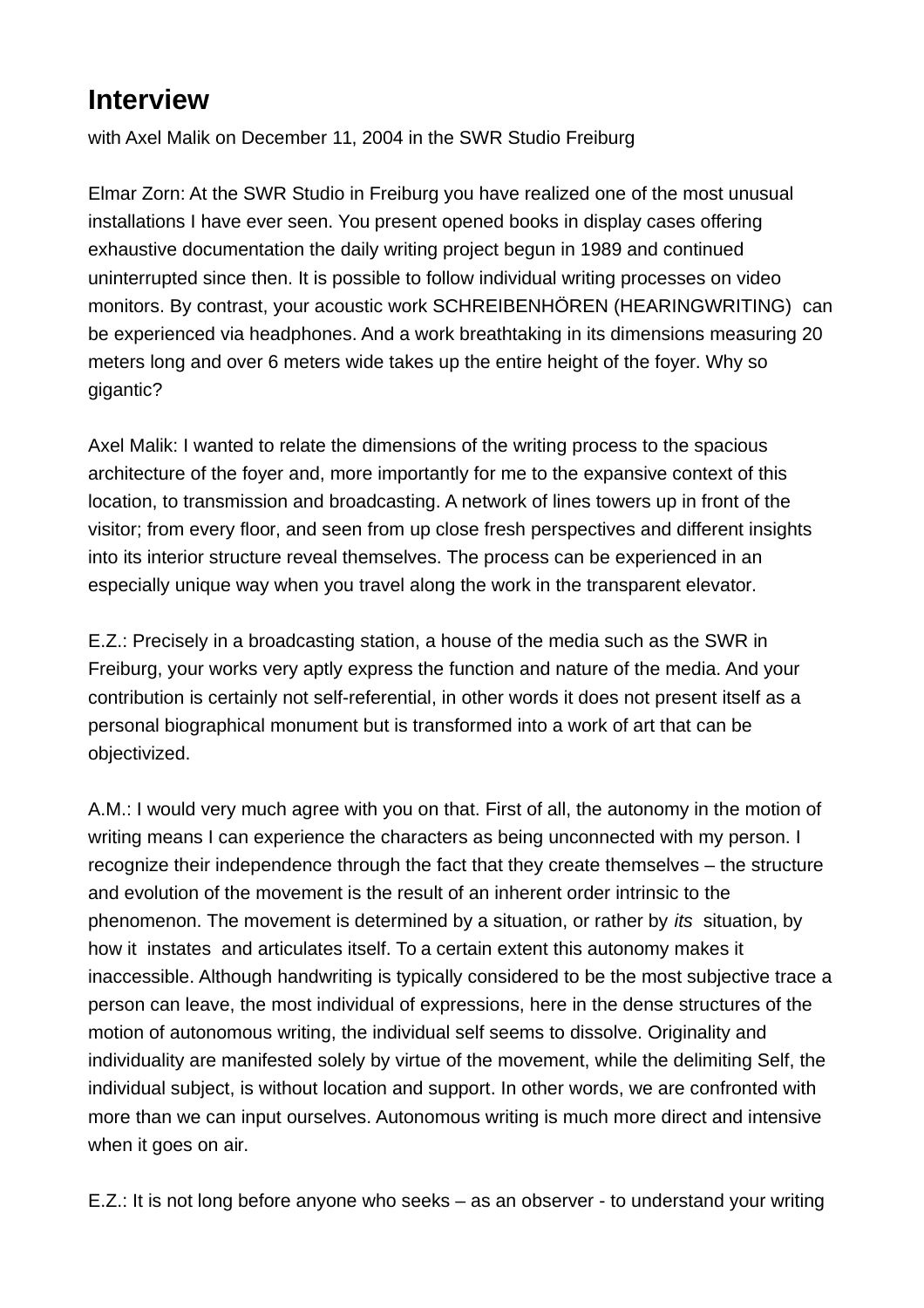# Interview

with Axel Malik on December 11, 2004 in the SWR Studio Freiburg

Elmar Zorn: At the SWR Studio in Freiburg you have realized one of the most unusual installations I have ever seen. You present opened books in display cases offering exhaustive documentation the daily writing project begun in 1989 and continued uninterrupted since then. It is possible to follow individual writing processes on video monitors. By contrast, your acoustic work SCHREIBENHÖREN (HEARINGWRITING) can be experienced via headphones. And a work breathtaking in its dimensions measuring 20 meters long and over 6 meters wide takes up the entire height of the foyer. Why so gigantic?

Axel Malik: I wanted to relate the dimensions of the writing process to the spacious architecture of the foyer and, more importantly for me to the expansive context of this location, to transmission and broadcasting. A network of lines towers up in front of the visitor; from every floor, and seen from up close fresh perspectives and different insights into its interior structure reveal themselves. The process can be experienced in an especially unique way when you travel along the work in the transparent elevator.

E.Z.: Precisely in a broadcasting station, a house of the media such as the SWR in Freiburg, your works very aptly express the function and nature of the media. And your contribution is certainly not self-referential, in other words it does not present itself as a personal biographical monument but is transformed into a work of art that can be objectivized.

A.M.: I would very much agree with you on that. First of all, the autonomy in the motion of writing means I can experience the characters as being unconnected with my person. I recognize their independence through the fact that they create themselves – the structure and evolution of the movement is the result of an inherent order intrinsic to the phenomenon. The movement is determined by a situation, or rather by *its* situation, by how it instates and articulates itself. To a certain extent this autonomy makes it inaccessible. Although handwriting is typically considered to be the most subjective trace a person can leave, the most individual of expressions, here in the dense structures of the motion of autonomous writing, the individual self seems to dissolve. Originality and individuality are manifested solely by virtue of the movement, while the delimiting Self, the individual subject, is without location and support. In other words, we are confronted with more than we can input ourselves. Autonomous writing is much more direct and intensive when it goes on air.

E.Z.: It is not long before anyone who seeks – as an observer - to understand your writing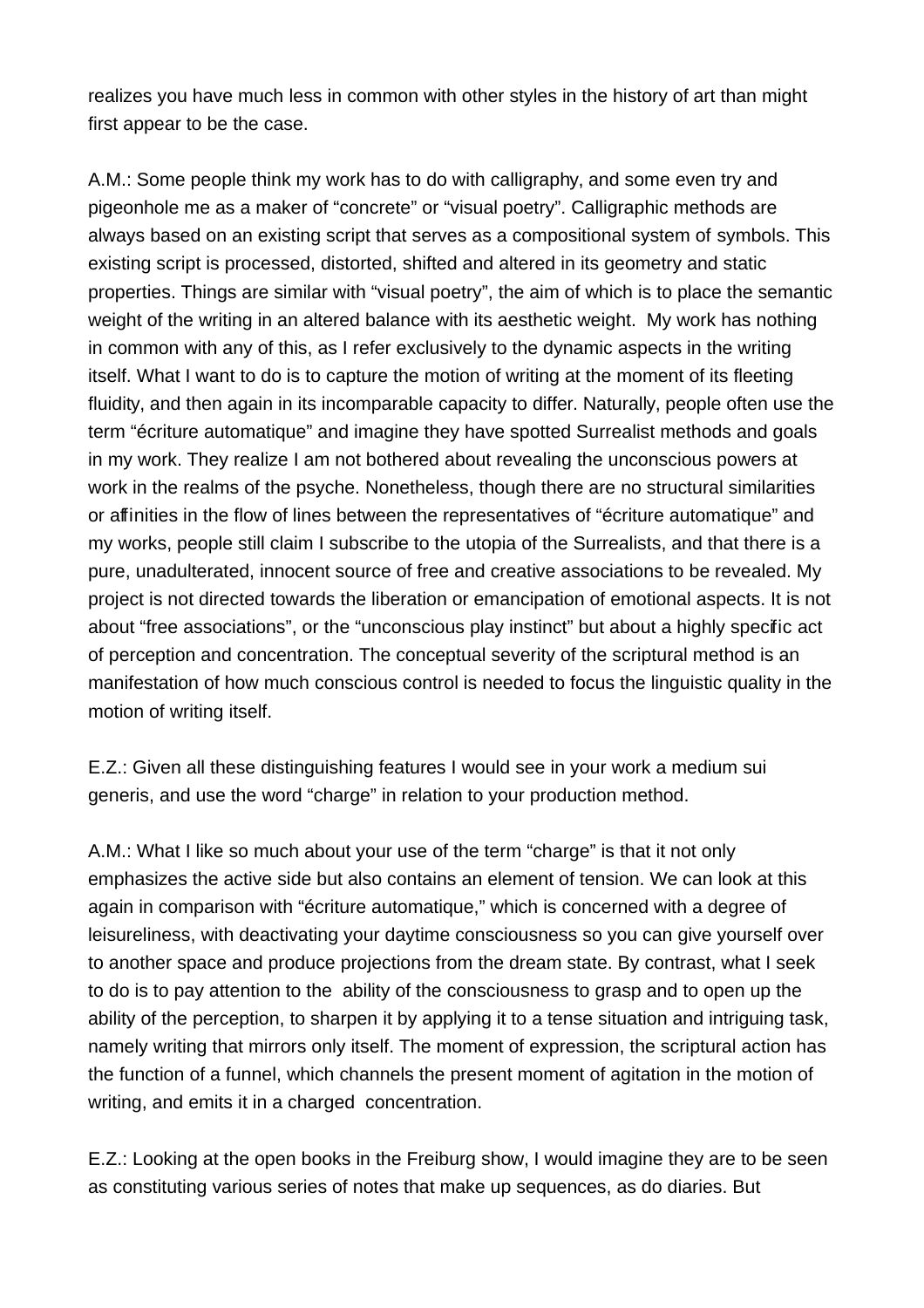realizes you have much less in common with other styles in the history of art than might first appear to be the case.

A.M.: Some people think my work has to do with calligraphy, and some even try and pigeonhole me as a maker of “concrete” or “visual poetry”. Calligraphic methods are always based on an existing script that serves as a compositional system of symbols. This existing script is processed, distorted, shifted and altered in its geometry and static properties. Things are similar with “visual poetry”, the aim of which is to place the semantic weight of the writing in an altered balance with its aesthetic weight. My work has nothing in common with any of this, as I refer exclusively to the dynamic aspects in the writing itself. What I want to do is to capture the motion of writing at the moment of its fleeting fluidity, and then again in its incomparable capacity to differ. Naturally, people often use the term “écriture automatique” and imagine they have spotted Surrealist methods and goals in my work. They realize I am not bothered about revealing the unconscious powers at work in the realms of the psyche. Nonetheless, though there are no structural similarities or affinities in the flow of lines between the representatives of “écriture automatique” and my works, people still claim I subscribe to the utopia of the Surrealists, and that there is a pure, unadulterated, innocent source of free and creative associations to be revealed. My project is not directed towards the liberation or emancipation of emotional aspects. It is not about “free associations”, or the “unconscious play instinct” but about a highly specific act of perception and concentration. The conceptual severity of the scriptural method is an manifestation of how much conscious control is needed to focus the linguistic quality in the motion of writing itself.

E.Z.: Given all these distinguishing features I would see in your work a medium sui generis, and use the word “charge” in relation to your production method.

A.M.: What I like so much about your use of the term “charge” is that it not only emphasizes the active side but also contains an element of tension. We can look at this again in comparison with “écriture automatique,” which is concerned with a degree of leisureliness, with deactivating your daytime consciousness so you can give yourself over to another space and produce projections from the dream state. By contrast, what I seek to do is to pay attention to the ability of the consciousness to grasp and to open up the ability of the perception, to sharpen it by applying it to a tense situation and intriguing task, namely writing that mirrors only itself. The moment of expression, the scriptural action has the function of a funnel, which channels the present moment of agitation in the motion of writing, and emits it in a charged concentration.

E.Z.: Looking at the open books in the Freiburg show, I would imagine they are to be seen as constituting various series of notes that make up sequences, as do diaries. But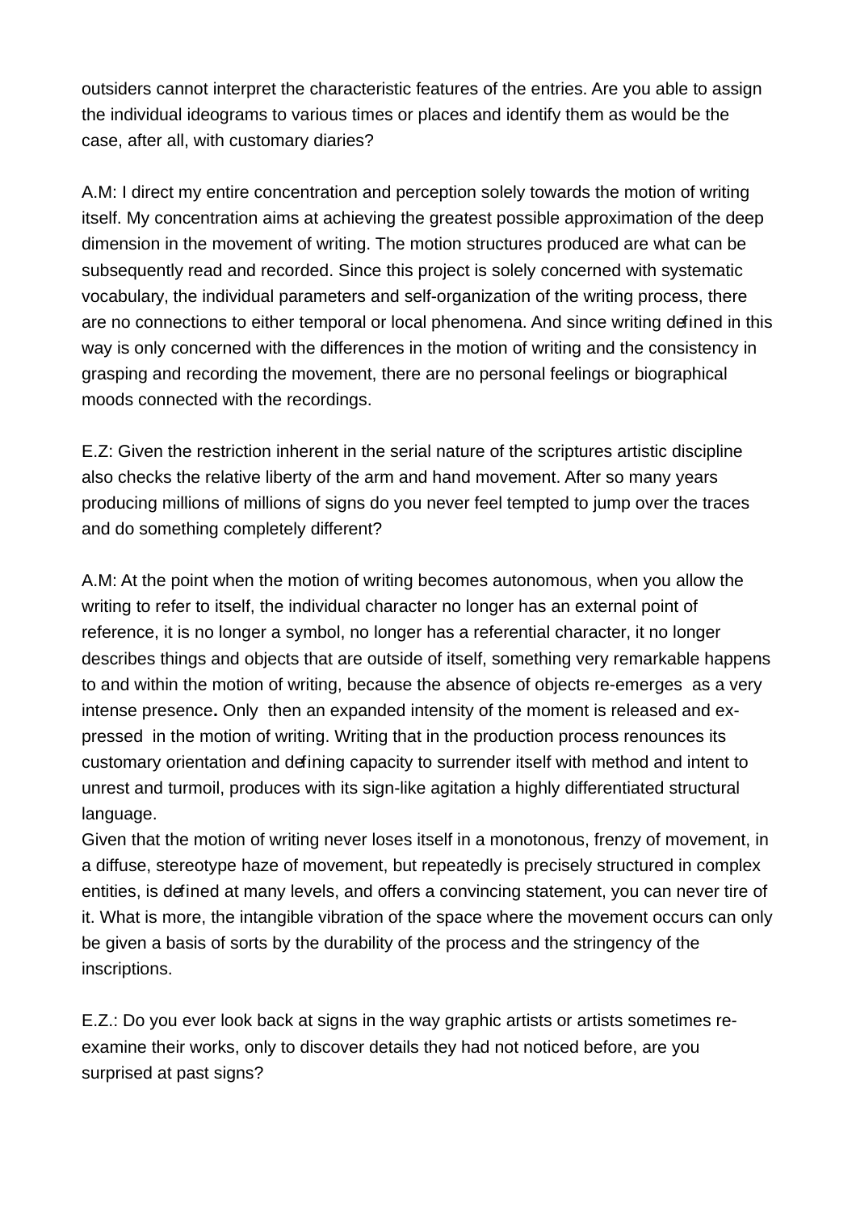outsiders cannot interpret the characteristic features of the entries. Are you able to assign the individual ideograms to various times or places and identify them as would be the case, after all, with customary diaries?

A.M: I direct my entire concentration and perception solely towards the motion of writing itself. My concentration aims at achieving the greatest possible approximation of the deep dimension in the movement of writing. The motion structures produced are what can be subsequently read and recorded. Since this project is solely concerned with systematic vocabulary, the individual parameters and self-organization of the writing process, there are no connections to either temporal or local phenomena. And since writing defined in this way is only concerned with the differences in the motion of writing and the consistency in grasping and recording the movement, there are no personal feelings or biographical moods connected with the recordings.

E.Z: Given the restriction inherent in the serial nature of the scriptures artistic discipline also checks the relative liberty of the arm and hand movement. After so many years producing millions of millions of signs do you never feel tempted to jump over the traces and do something completely different?

A.M: At the point when the motion of writing becomes autonomous, when you allow the writing to refer to itself, the individual character no longer has an external point of reference, it is no longer a symbol, no longer has a referential character, it no longer describes things and objects that are outside of itself, something very remarkable happens to and within the motion of writing, because the absence of objects re-emerges as a very intense presence**.** Only then an expanded intensity of the moment is released and ex-pressed in the motion of writing. Writing that in the production process renounces its customary orientation and defining capacity to surrender itself with method and intent to unrest and turmoil, produces with its sign-like agitation a highly differentiated structural language.
Given that the motion of writing never loses itself in a monotonous, frenzy of movement, in a diffuse, stereotype haze of movement, but repeatedly is precisely structured in complex entities, is defined at many levels, and offers a convincing statement, you can never tire of it. What is more, the intangible vibration of the space where the movement occurs can only be given a basis of sorts by the durability of the process and the stringency of the inscriptions.

E.Z.: Do you ever look back at signs in the way graphic artists or artists sometimes re-examine their works, only to discover details they had not noticed before, are you surprised at past signs?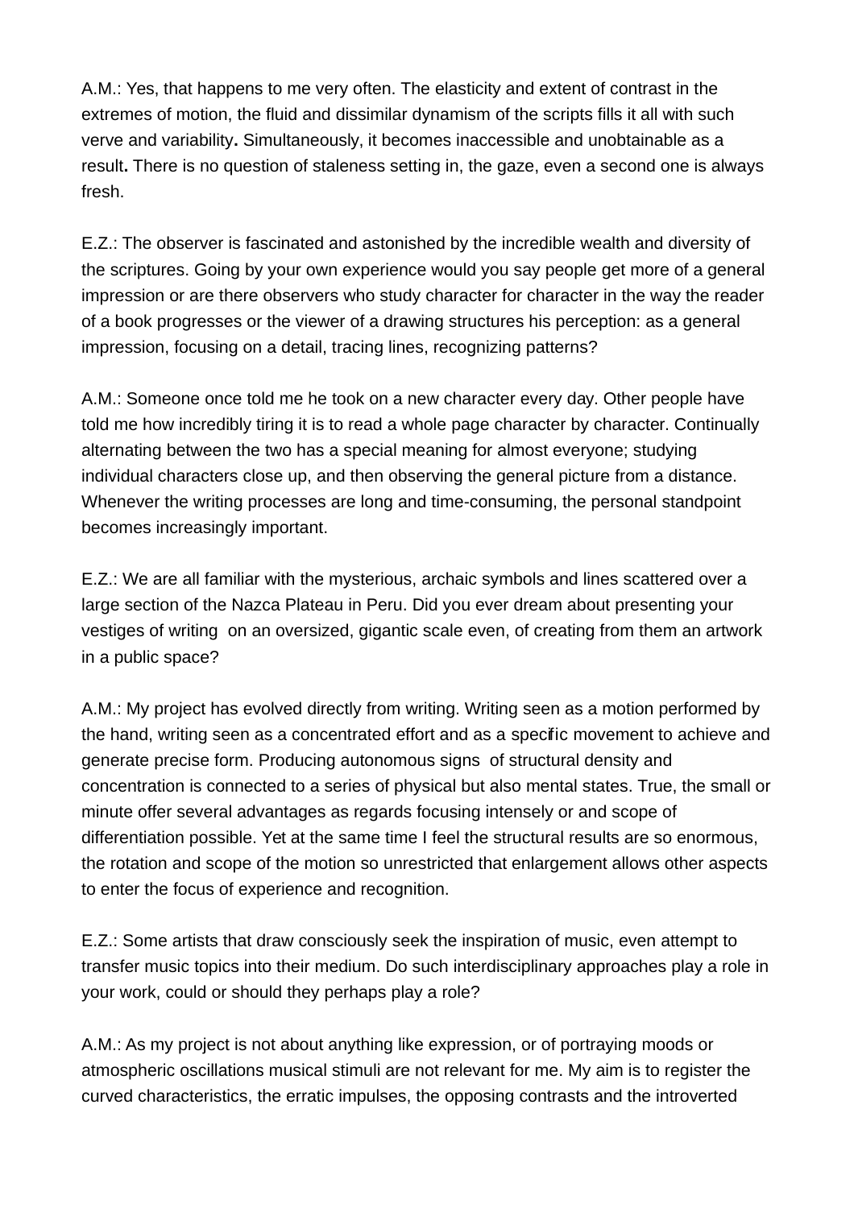A.M.: Yes, that happens to me very often. The elasticity and extent of contrast in the extremes of motion, the fluid and dissimilar dynamism of the scripts fills it all with such verve and variability**.** Simultaneously, it becomes inaccessible and unobtainable as a result**.** There is no question of staleness setting in, the gaze, even a second one is always fresh.

E.Z.: The observer is fascinated and astonished by the incredible wealth and diversity of the scriptures. Going by your own experience would you say people get more of a general impression or are there observers who study character for character in the way the reader of a book progresses or the viewer of a drawing structures his perception: as a general impression, focusing on a detail, tracing lines, recognizing patterns?

A.M.: Someone once told me he took on a new character every day. Other people have told me how incredibly tiring it is to read a whole page character by character. Continually alternating between the two has a special meaning for almost everyone; studying individual characters close up, and then observing the general picture from a distance. Whenever the writing processes are long and time-consuming, the personal standpoint becomes increasingly important.

E.Z.: We are all familiar with the mysterious, archaic symbols and lines scattered over a large section of the Nazca Plateau in Peru. Did you ever dream about presenting your vestiges of writing on an oversized, gigantic scale even, of creating from them an artwork in a public space?

A.M.: My project has evolved directly from writing. Writing seen as a motion performed by the hand, writing seen as a concentrated effort and as a specific movement to achieve and generate precise form. Producing autonomous signs of structural density and concentration is connected to a series of physical but also mental states. True, the small or minute offer several advantages as regards focusing intensely or and scope of differentiation possible. Yet at the same time I feel the structural results are so enormous, the rotation and scope of the motion so unrestricted that enlargement allows other aspects to enter the focus of experience and recognition.

E.Z.: Some artists that draw consciously seek the inspiration of music, even attempt to transfer music topics into their medium. Do such interdisciplinary approaches play a role in your work, could or should they perhaps play a role?

A.M.: As my project is not about anything like expression, or of portraying moods or atmospheric oscillations musical stimuli are not relevant for me. My aim is to register the curved characteristics, the erratic impulses, the opposing contrasts and the introverted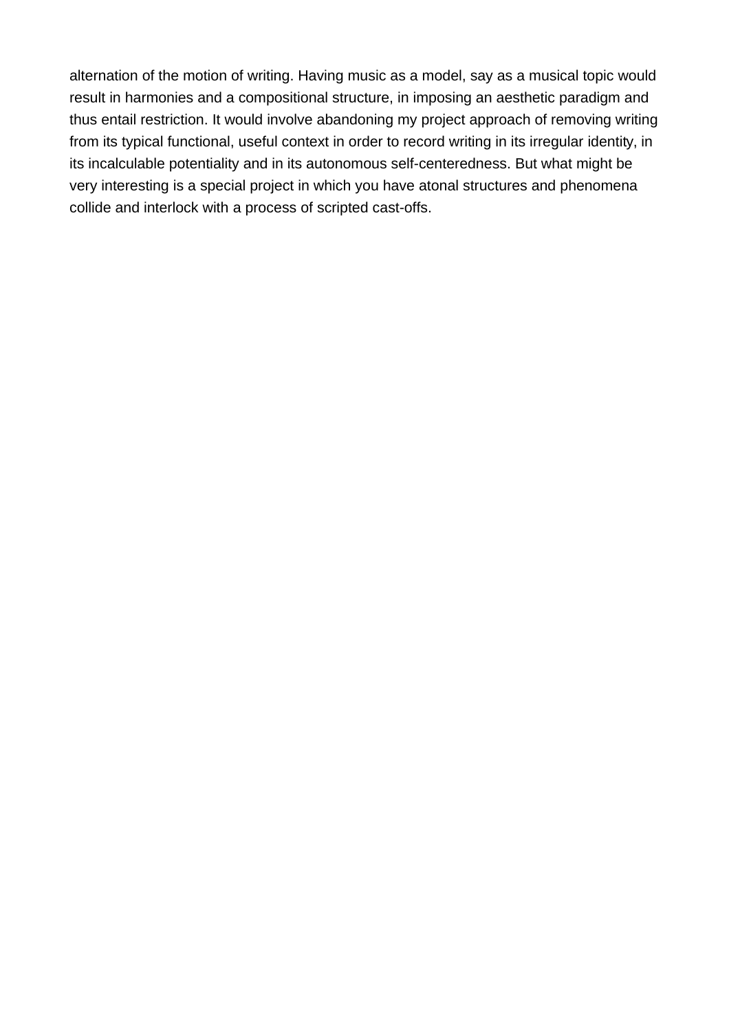alternation of the motion of writing. Having music as a model, say as a musical topic would result in harmonies and a compositional structure, in imposing an aesthetic paradigm and thus entail restriction. It would involve abandoning my project approach of removing writing from its typical functional, useful context in order to record writing in its irregular identity, in its incalculable potentiality and in its autonomous self-centeredness. But what might be very interesting is a special project in which you have atonal structures and phenomena collide and interlock with a process of scripted cast-offs.